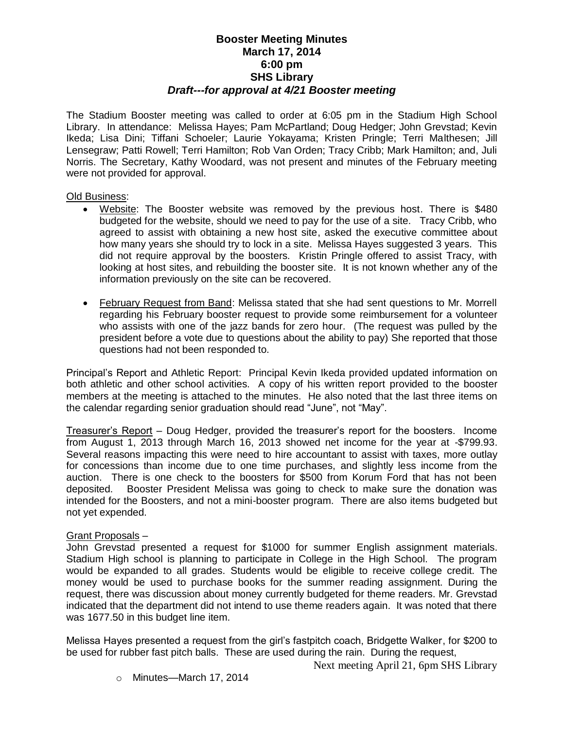# Booster Meeting Minutes
## March 17, 2014
## 6:00 pm
## SHS Library
### *Draft---for approval at 4/21 Booster meeting*

The Stadium Booster meeting was called to order at 6:05 pm in the Stadium High School Library. In attendance: Melissa Hayes; Pam McPartland; Doug Hedger; John Grevstad; Kevin Ikeda; Lisa Dini; Tiffani Schoeler; Laurie Yokayama; Kristen Pringle; Terri Malthesen; Jill Lensegraw; Patti Rowell; Terri Hamilton; Rob Van Orden; Tracy Cribb; Mark Hamilton; and, Juli Norris. The Secretary, Kathy Woodard, was not present and minutes of the February meeting were not provided for approval.

Old Business:

- Website: The Booster website was removed by the previous host. There is $480 budgeted for the website, should we need to pay for the use of a site. Tracy Cribb, who agreed to assist with obtaining a new host site, asked the executive committee about how many years she should try to lock in a site. Melissa Hayes suggested 3 years. This did not require approval by the boosters. Kristin Pringle offered to assist Tracy, with looking at host sites, and rebuilding the booster site. It is not known whether any of the information previously on the site can be recovered.

- February Request from Band: Melissa stated that she had sent questions to Mr. Morrell regarding his February booster request to provide some reimbursement for a volunteer who assists with one of the jazz bands for zero hour. (The request was pulled by the president before a vote due to questions about the ability to pay) She reported that those questions had not been responded to.

Principal's Report and Athletic Report: Principal Kevin Ikeda provided updated information on both athletic and other school activities. A copy of his written report provided to the booster members at the meeting is attached to the minutes. He also noted that the last three items on the calendar regarding senior graduation should read "June", not "May".

Treasurer's Report – Doug Hedger, provided the treasurer's report for the boosters. Income from August 1, 2013 through March 16, 2013 showed net income for the year at -$799.93. Several reasons impacting this were need to hire accountant to assist with taxes, more outlay for concessions than income due to one time purchases, and slightly less income from the auction. There is one check to the boosters for $500 from Korum Ford that has not been deposited. Booster President Melissa was going to check to make sure the donation was intended for the Boosters, and not a mini-booster program. There are also items budgeted but not yet expended.

Grant Proposals –

John Grevstad presented a request for $1000 for summer English assignment materials. Stadium High school is planning to participate in College in the High School. The program would be expanded to all grades. Students would be eligible to receive college credit. The money would be used to purchase books for the summer reading assignment. During the request, there was discussion about money currently budgeted for theme readers. Mr. Grevstad indicated that the department did not intend to use theme readers again. It was noted that there was 1677.50 in this budget line item.

Melissa Hayes presented a request from the girl's fastpitch coach, Bridgette Walker, for $200 to be used for rubber fast pitch balls. These are used during the rain. During the request,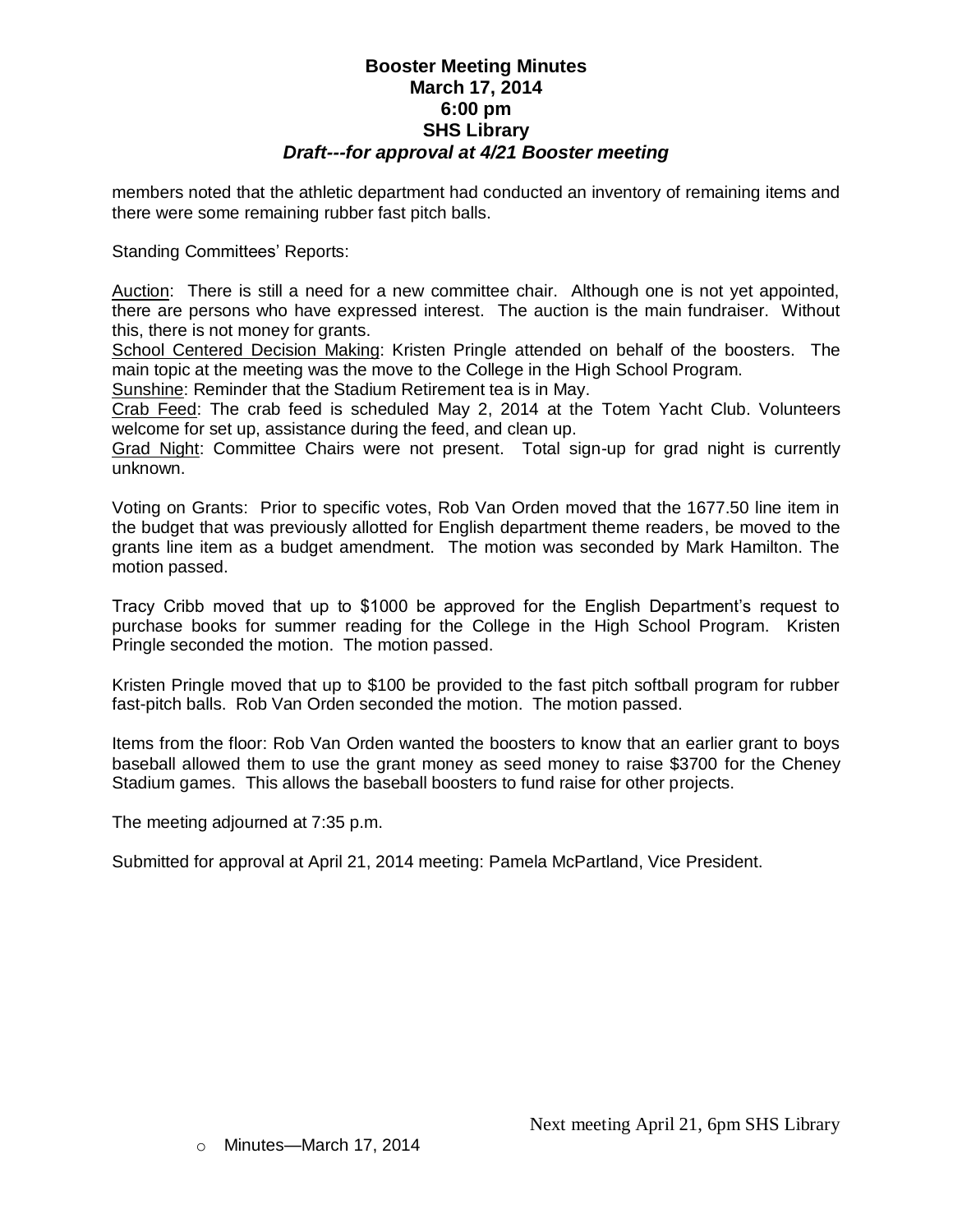members noted that the athletic department had conducted an inventory of remaining items and there were some remaining rubber fast pitch balls.

Standing Committees' Reports:

Auction: There is still a need for a new committee chair. Although one is not yet appointed, there are persons who have expressed interest. The auction is the main fundraiser. Without this, there is not money for grants.

School Centered Decision Making: Kristen Pringle attended on behalf of the boosters. The main topic at the meeting was the move to the College in the High School Program.

Sunshine: Reminder that the Stadium Retirement tea is in May.

Crab Feed: The crab feed is scheduled May 2, 2014 at the Totem Yacht Club. Volunteers welcome for set up, assistance during the feed, and clean up.

Grad Night: Committee Chairs were not present. Total sign-up for grad night is currently unknown.

Voting on Grants: Prior to specific votes, Rob Van Orden moved that the 1677.50 line item in the budget that was previously allotted for English department theme readers, be moved to the grants line item as a budget amendment. The motion was seconded by Mark Hamilton. The motion passed.

Tracy Cribb moved that up to $1000 be approved for the English Department's request to purchase books for summer reading for the College in the High School Program. Kristen Pringle seconded the motion. The motion passed.

Kristen Pringle moved that up to $100 be provided to the fast pitch softball program for rubber fast-pitch balls. Rob Van Orden seconded the motion. The motion passed.

Items from the floor: Rob Van Orden wanted the boosters to know that an earlier grant to boys baseball allowed them to use the grant money as seed money to raise $3700 for the Cheney Stadium games. This allows the baseball boosters to fund raise for other projects.

The meeting adjourned at 7:35 p.m.

Submitted for approval at April 21, 2014 meeting: Pamela McPartland, Vice President.

Next meeting April 21, 6pm SHS Library

- Minutes—March 17, 2014